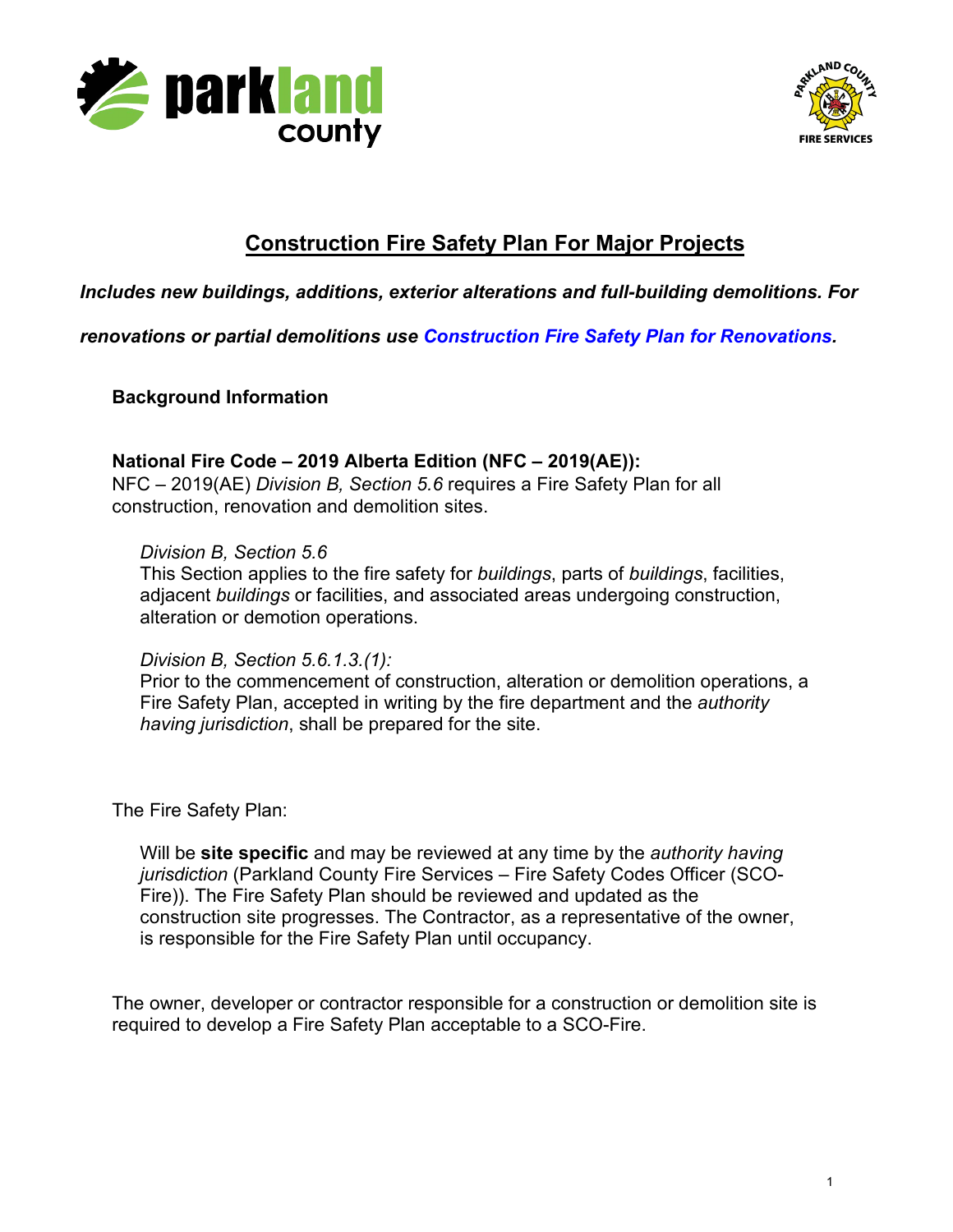# Construction Fire Safety Plan For Major Projects

***Includes new buildings, additions, exterior alterations and full-building demolitions. For renovations or partial demolitions use Construction Fire Safety Plan for Renovations.***

**Background Information**

**National Fire Code – 2019 Alberta Edition (NFC – 2019(AE)):**
NFC – 2019(AE) *Division B, Section 5.6* requires a Fire Safety Plan for all construction, renovation and demolition sites.

> *Division B, Section 5.6*
> This Section applies to the fire safety for *buildings*, parts of *buildings*, facilities, adjacent *buildings* or facilities, and associated areas undergoing construction, alteration or demotion operations.
>
> *Division B, Section 5.6.1.3.(1):*
> Prior to the commencement of construction, alteration or demolition operations, a Fire Safety Plan, accepted in writing by the fire department and the *authority having jurisdiction*, shall be prepared for the site.

The Fire Safety Plan:

> Will be **site specific** and may be reviewed at any time by the *authority having jurisdiction* (Parkland County Fire Services – Fire Safety Codes Officer (SCO-Fire)). The Fire Safety Plan should be reviewed and updated as the construction site progresses. The Contractor, as a representative of the owner, is responsible for the Fire Safety Plan until occupancy.

The owner, developer or contractor responsible for a construction or demolition site is required to develop a Fire Safety Plan acceptable to a SCO-Fire.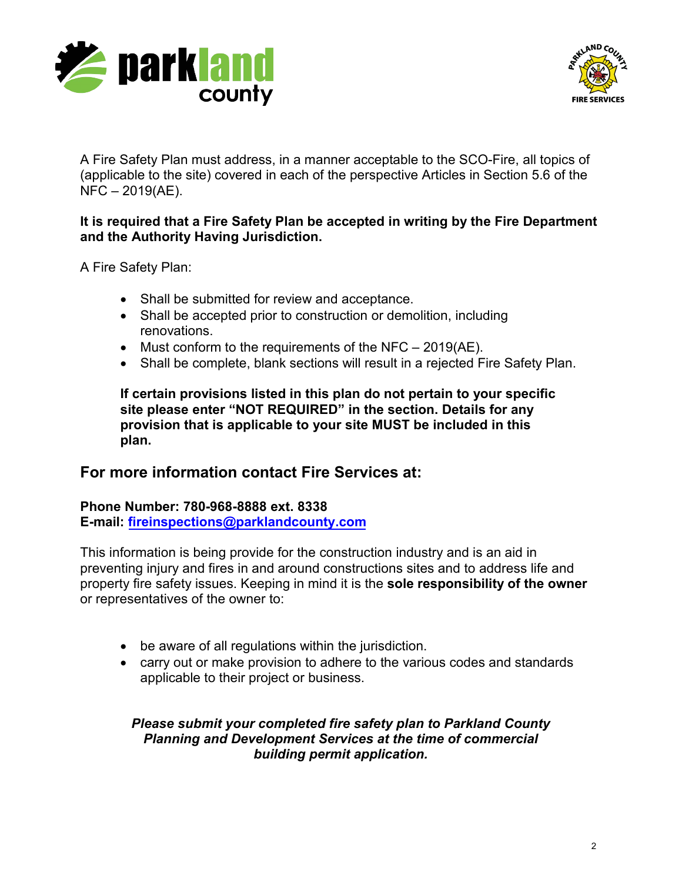A Fire Safety Plan must address, in a manner acceptable to the SCO-Fire, all topics of (applicable to the site) covered in each of the perspective Articles in Section 5.6 of the NFC – 2019(AE).

**It is required that a Fire Safety Plan be accepted in writing by the Fire Department and the Authority Having Jurisdiction.**

A Fire Safety Plan:

- Shall be submitted for review and acceptance.
- Shall be accepted prior to construction or demolition, including renovations.
- Must conform to the requirements of the NFC – 2019(AE).
- Shall be complete, blank sections will result in a rejected Fire Safety Plan.

**If certain provisions listed in this plan do not pertain to your specific site please enter "NOT REQUIRED" in the section. Details for any provision that is applicable to your site MUST be included in this plan.**

## For more information contact Fire Services at:

**Phone Number: 780-968-8888 ext. 8338**
**E-mail: fireinspections@parklandcounty.com**

This information is being provide for the construction industry and is an aid in preventing injury and fires in and around constructions sites and to address life and property fire safety issues. Keeping in mind it is the **sole responsibility of the owner** or representatives of the owner to:

- be aware of all regulations within the jurisdiction.
- carry out or make provision to adhere to the various codes and standards applicable to their project or business.

***Please submit your completed fire safety plan to Parkland County Planning and Development Services at the time of commercial building permit application.***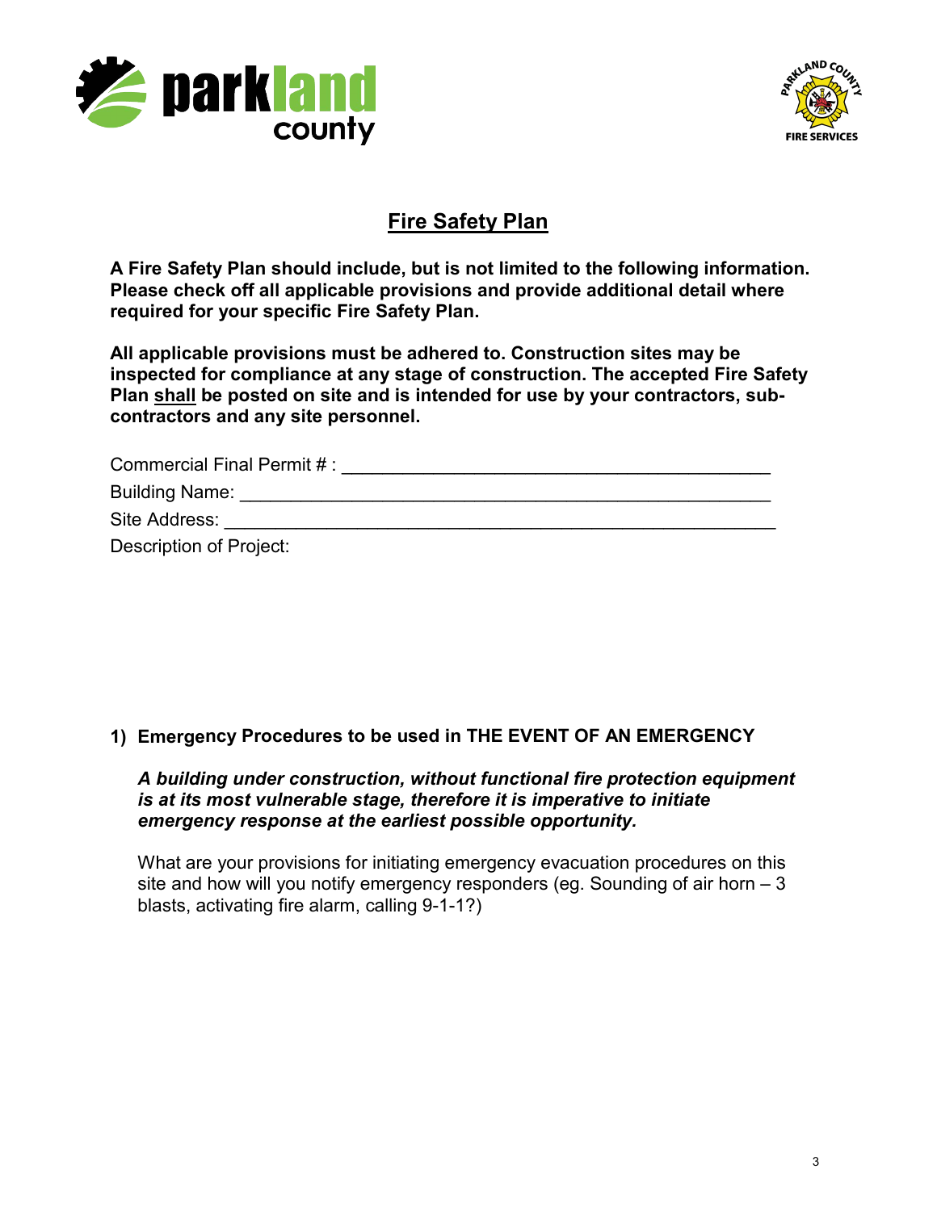# Fire Safety Plan

**A Fire Safety Plan should include, but is not limited to the following information. Please check off all applicable provisions and provide additional detail where required for your specific Fire Safety Plan.**

**All applicable provisions must be adhered to. Construction sites may be inspected for compliance at any stage of construction. The accepted Fire Safety Plan shall be posted on site and is intended for use by your contractors, sub-contractors and any site personnel.**

Commercial Final Permit # : ___________________________________________

Building Name: ______________________________________________________

Site Address: ________________________________________________________

Description of Project:

## 1) Emergency Procedures to be used in THE EVENT OF AN EMERGENCY

***A building under construction, without functional fire protection equipment is at its most vulnerable stage, therefore it is imperative to initiate emergency response at the earliest possible opportunity.***

What are your provisions for initiating emergency evacuation procedures on this site and how will you notify emergency responders (eg. Sounding of air horn – 3 blasts, activating fire alarm, calling 9-1-1?)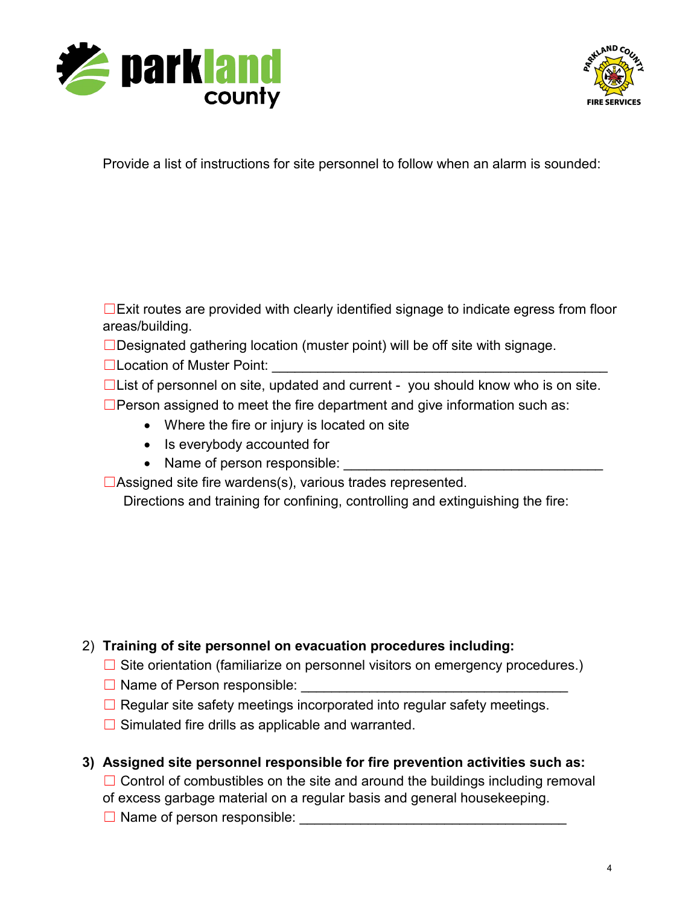Provide a list of instructions for site personnel to follow when an alarm is sounded:

☐Exit routes are provided with clearly identified signage to indicate egress from floor areas/building.

☐Designated gathering location (muster point) will be off site with signage.

☐Location of Muster Point: _______________________________________________

☐List of personnel on site, updated and current - you should know who is on site.

☐Person assigned to meet the fire department and give information such as:

- Where the fire or injury is located on site
- Is everybody accounted for
- Name of person responsible: ____________________________________

☐Assigned site fire wardens(s), various trades represented.

Directions and training for confining, controlling and extinguishing the fire:

2) **Training of site personnel on evacuation procedures including:**

☐ Site orientation (familiarize on personnel visitors on emergency procedures.)

☐ Name of Person responsible: _____________________________________

☐ Regular site safety meetings incorporated into regular safety meetings.

☐ Simulated fire drills as applicable and warranted.

3) **Assigned site personnel responsible for fire prevention activities such as:**

☐ Control of combustibles on the site and around the buildings including removal of excess garbage material on a regular basis and general housekeeping.

☐ Name of person responsible: _____________________________________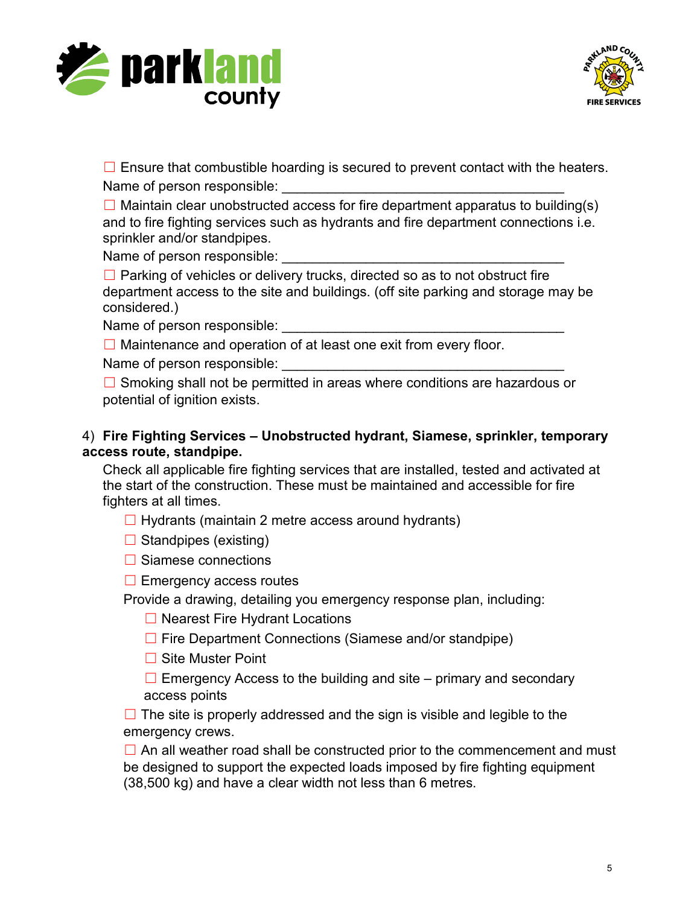☐ Ensure that combustible hoarding is secured to prevent contact with the heaters.
Name of person responsible: ____________________________________

☐ Maintain clear unobstructed access for fire department apparatus to building(s) and to fire fighting services such as hydrants and fire department connections i.e. sprinkler and/or standpipes.
Name of person responsible: ____________________________________

☐ Parking of vehicles or delivery trucks, directed so as to not obstruct fire department access to the site and buildings. (off site parking and storage may be considered.)
Name of person responsible: ____________________________________

☐ Maintenance and operation of at least one exit from every floor.
Name of person responsible: ____________________________________

☐ Smoking shall not be permitted in areas where conditions are hazardous or potential of ignition exists.

4) **Fire Fighting Services – Unobstructed hydrant, Siamese, sprinkler, temporary access route, standpipe.**

Check all applicable fire fighting services that are installed, tested and activated at the start of the construction. These must be maintained and accessible for fire fighters at all times.

- ☐ Hydrants (maintain 2 metre access around hydrants)
- ☐ Standpipes (existing)
- ☐ Siamese connections
- ☐ Emergency access routes

Provide a drawing, detailing you emergency response plan, including:

- ☐ Nearest Fire Hydrant Locations
- ☐ Fire Department Connections (Siamese and/or standpipe)
- ☐ Site Muster Point
- ☐ Emergency Access to the building and site – primary and secondary access points

☐ The site is properly addressed and the sign is visible and legible to the emergency crews.

☐ An all weather road shall be constructed prior to the commencement and must be designed to support the expected loads imposed by fire fighting equipment (38,500 kg) and have a clear width not less than 6 metres.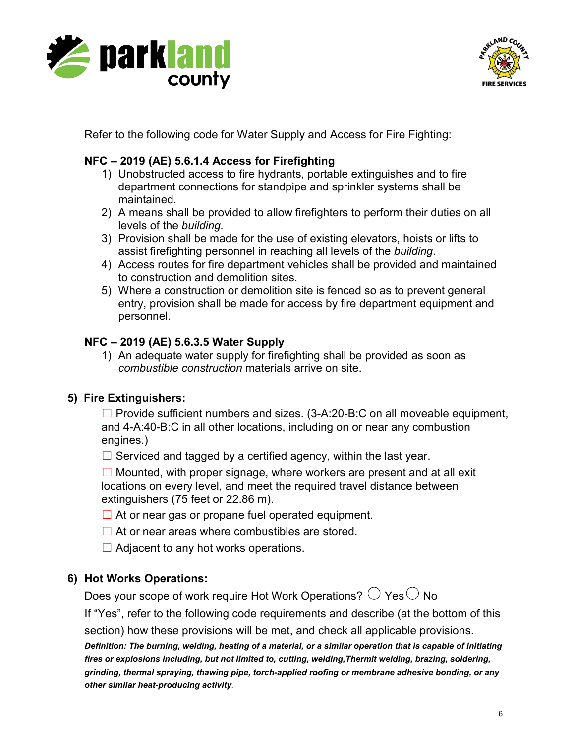Refer to the following code for Water Supply and Access for Fire Fighting:

**NFC – 2019 (AE) 5.6.1.4 Access for Firefighting**

1) Unobstructed access to fire hydrants, portable extinguishes and to fire department connections for standpipe and sprinkler systems shall be maintained.
2) A means shall be provided to allow firefighters to perform their duties on all levels of the *building.*
3) Provision shall be made for the use of existing elevators, hoists or lifts to assist firefighting personnel in reaching all levels of the *building*.
4) Access routes for fire department vehicles shall be provided and maintained to construction and demolition sites.
5) Where a construction or demolition site is fenced so as to prevent general entry, provision shall be made for access by fire department equipment and personnel.

**NFC – 2019 (AE) 5.6.3.5 Water Supply**

1) An adequate water supply for firefighting shall be provided as soon as *combustible construction* materials arrive on site.

## 5) Fire Extinguishers:

☐ Provide sufficient numbers and sizes. (3-A:20-B:C on all moveable equipment, and 4-A:40-B:C in all other locations, including on or near any combustion engines.)

☐ Serviced and tagged by a certified agency, within the last year.

☐ Mounted, with proper signage, where workers are present and at all exit locations on every level, and meet the required travel distance between extinguishers (75 feet or 22.86 m).

☐ At or near gas or propane fuel operated equipment.

☐ At or near areas where combustibles are stored.

☐ Adjacent to any hot works operations.

## 6) Hot Works Operations:

Does your scope of work require Hot Work Operations? ◯ Yes ◯ No

If "Yes", refer to the following code requirements and describe (at the bottom of this section) how these provisions will be met, and check all applicable provisions.

***Definition: The burning, welding, heating of a material, or a similar operation that is capable of initiating fires or explosions including, but not limited to, cutting, welding,Thermit welding, brazing, soldering, grinding, thermal spraying, thawing pipe, torch-applied roofing or membrane adhesive bonding, or any other similar heat-producing activity*.**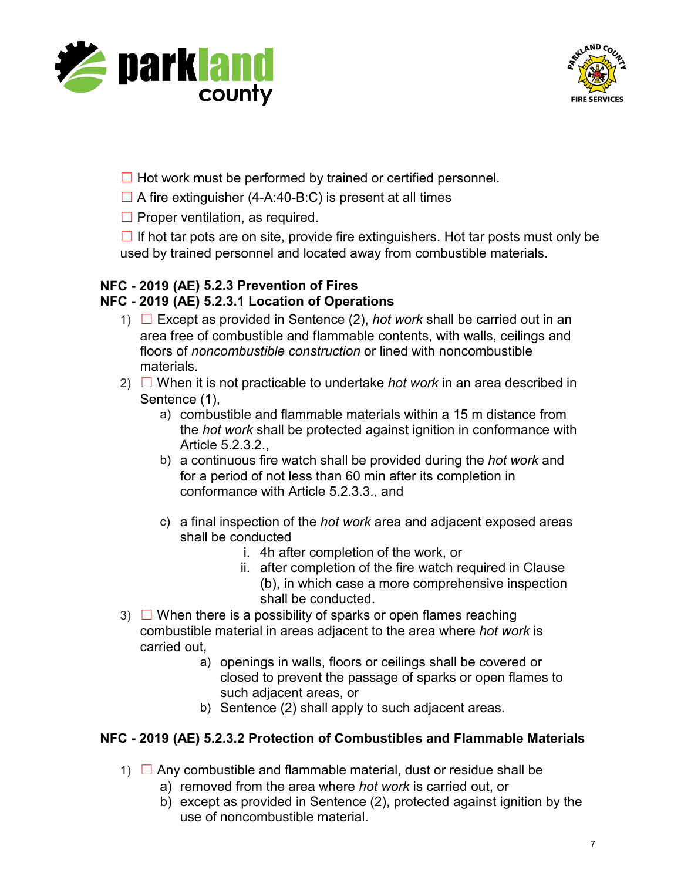☐ Hot work must be performed by trained or certified personnel.

☐ A fire extinguisher (4-A:40-B:C) is present at all times

☐ Proper ventilation, as required.

☐ If hot tar pots are on site, provide fire extinguishers. Hot tar posts must only be used by trained personnel and located away from combustible materials.

**NFC - 2019 (AE) 5.2.3 Prevention of Fires**

**NFC - 2019 (AE) 5.2.3.1 Location of Operations**

1) ☐ Except as provided in Sentence (2), *hot work* shall be carried out in an area free of combustible and flammable contents, with walls, ceilings and floors of *noncombustible construction* or lined with noncombustible materials.
2) ☐ When it is not practicable to undertake *hot work* in an area described in Sentence (1),
   a) combustible and flammable materials within a 15 m distance from the *hot work* shall be protected against ignition in conformance with Article 5.2.3.2.,
   b) a continuous fire watch shall be provided during the *hot work* and for a period of not less than 60 min after its completion in conformance with Article 5.2.3.3., and
   c) a final inspection of the *hot work* area and adjacent exposed areas shall be conducted
      i. 4h after completion of the work, or
      ii. after completion of the fire watch required in Clause (b), in which case a more comprehensive inspection shall be conducted.
3) ☐ When there is a possibility of sparks or open flames reaching combustible material in areas adjacent to the area where *hot work* is carried out,
   a) openings in walls, floors or ceilings shall be covered or closed to prevent the passage of sparks or open flames to such adjacent areas, or
   b) Sentence (2) shall apply to such adjacent areas.

**NFC - 2019 (AE) 5.2.3.2 Protection of Combustibles and Flammable Materials**

1) ☐ Any combustible and flammable material, dust or residue shall be
   a) removed from the area where *hot work* is carried out, or
   b) except as provided in Sentence (2), protected against ignition by the use of noncombustible material.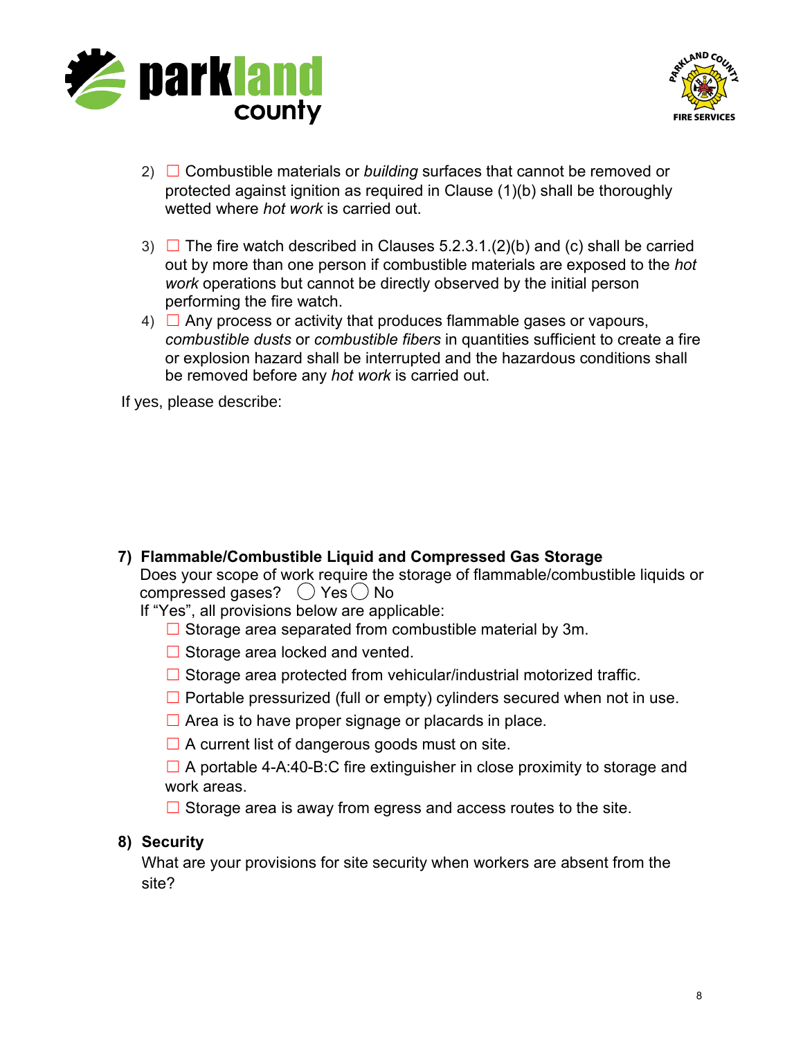2) ☐ Combustible materials or *building* surfaces that cannot be removed or protected against ignition as required in Clause (1)(b) shall be thoroughly wetted where *hot work* is carried out.

3) ☐ The fire watch described in Clauses 5.2.3.1.(2)(b) and (c) shall be carried out by more than one person if combustible materials are exposed to the *hot work* operations but cannot be directly observed by the initial person performing the fire watch.

4) ☐ Any process or activity that produces flammable gases or vapours, *combustible dusts* or *combustible fibers* in quantities sufficient to create a fire or explosion hazard shall be interrupted and the hazardous conditions shall be removed before any *hot work* is carried out.

If yes, please describe:

**7) Flammable/Combustible Liquid and Compressed Gas Storage**

Does your scope of work require the storage of flammable/combustible liquids or compressed gases? ◯ Yes ◯ No

If "Yes", all provisions below are applicable:

☐ Storage area separated from combustible material by 3m.

☐ Storage area locked and vented.

☐ Storage area protected from vehicular/industrial motorized traffic.

☐ Portable pressurized (full or empty) cylinders secured when not in use.

☐ Area is to have proper signage or placards in place.

☐ A current list of dangerous goods must on site.

☐ A portable 4-A:40-B:C fire extinguisher in close proximity to storage and work areas.

☐ Storage area is away from egress and access routes to the site.

**8) Security**

What are your provisions for site security when workers are absent from the site?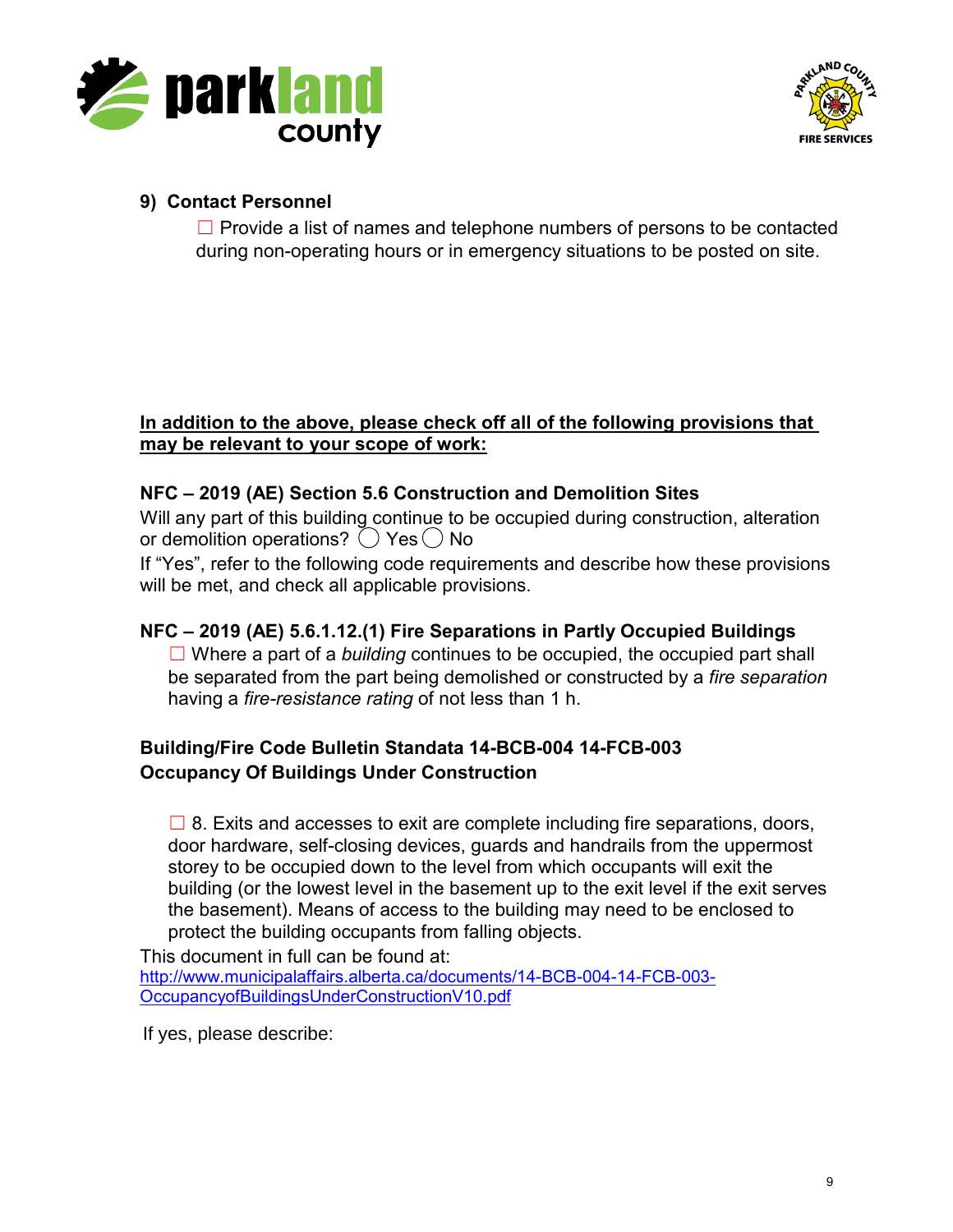## 9) Contact Personnel

☐ Provide a list of names and telephone numbers of persons to be contacted during non-operating hours or in emergency situations to be posted on site.

**In addition to the above, please check off all of the following provisions that may be relevant to your scope of work:**

### NFC – 2019 (AE) Section 5.6 Construction and Demolition Sites

Will any part of this building continue to be occupied during construction, alteration or demolition operations? ◯ Yes ◯ No

If "Yes", refer to the following code requirements and describe how these provisions will be met, and check all applicable provisions.

### NFC – 2019 (AE) 5.6.1.12.(1) Fire Separations in Partly Occupied Buildings

☐ Where a part of a *building* continues to be occupied, the occupied part shall be separated from the part being demolished or constructed by a *fire separation* having a *fire-resistance rating* of not less than 1 h.

### Building/Fire Code Bulletin Standata 14-BCB-004 14-FCB-003
### Occupancy Of Buildings Under Construction

☐ 8. Exits and accesses to exit are complete including fire separations, doors, door hardware, self-closing devices, guards and handrails from the uppermost storey to be occupied down to the level from which occupants will exit the building (or the lowest level in the basement up to the exit level if the exit serves the basement). Means of access to the building may need to be enclosed to protect the building occupants from falling objects.

This document in full can be found at:
http://www.municipalaffairs.alberta.ca/documents/14-BCB-004-14-FCB-003-OccupancyofBuildingsUnderConstructionV10.pdf

If yes, please describe: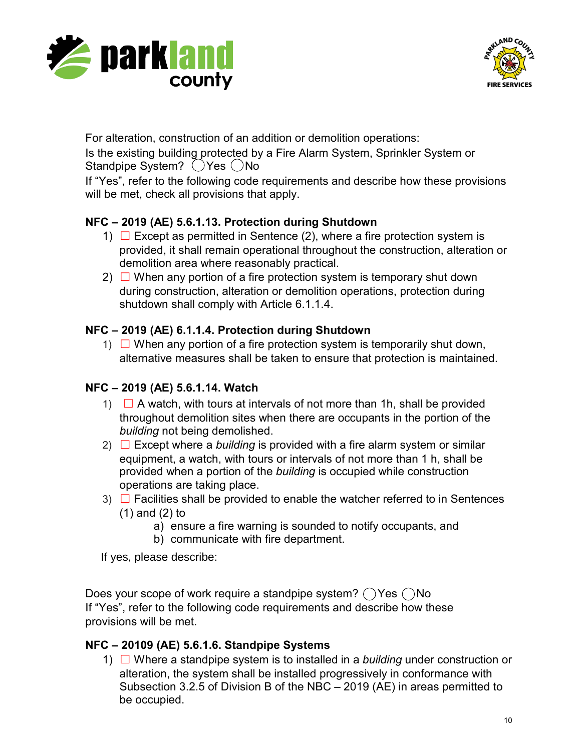For alteration, construction of an addition or demolition operations:

Is the existing building protected by a Fire Alarm System, Sprinkler System or Standpipe System? ◯Yes ◯No

If "Yes", refer to the following code requirements and describe how these provisions will be met, check all provisions that apply.

### NFC – 2019 (AE) 5.6.1.13. Protection during Shutdown

1) ☐ Except as permitted in Sentence (2), where a fire protection system is provided, it shall remain operational throughout the construction, alteration or demolition area where reasonably practical.
2) ☐ When any portion of a fire protection system is temporary shut down during construction, alteration or demolition operations, protection during shutdown shall comply with Article 6.1.1.4.

### NFC – 2019 (AE) 6.1.1.4. Protection during Shutdown

1) ☐ When any portion of a fire protection system is temporarily shut down, alternative measures shall be taken to ensure that protection is maintained.

### NFC – 2019 (AE) 5.6.1.14. Watch

1) ☐ A watch, with tours at intervals of not more than 1h, shall be provided throughout demolition sites when there are occupants in the portion of the *building* not being demolished.
2) ☐ Except where a *building* is provided with a fire alarm system or similar equipment, a watch, with tours or intervals of not more than 1 h, shall be provided when a portion of the *building* is occupied while construction operations are taking place.
3) ☐ Facilities shall be provided to enable the watcher referred to in Sentences (1) and (2) to
   a) ensure a fire warning is sounded to notify occupants, and
   b) communicate with fire department.

If yes, please describe:

Does your scope of work require a standpipe system? ◯Yes ◯No

If "Yes", refer to the following code requirements and describe how these provisions will be met.

### NFC – 20109 (AE) 5.6.1.6. Standpipe Systems

1) ☐ Where a standpipe system is to installed in a *building* under construction or alteration, the system shall be installed progressively in conformance with Subsection 3.2.5 of Division B of the NBC – 2019 (AE) in areas permitted to be occupied.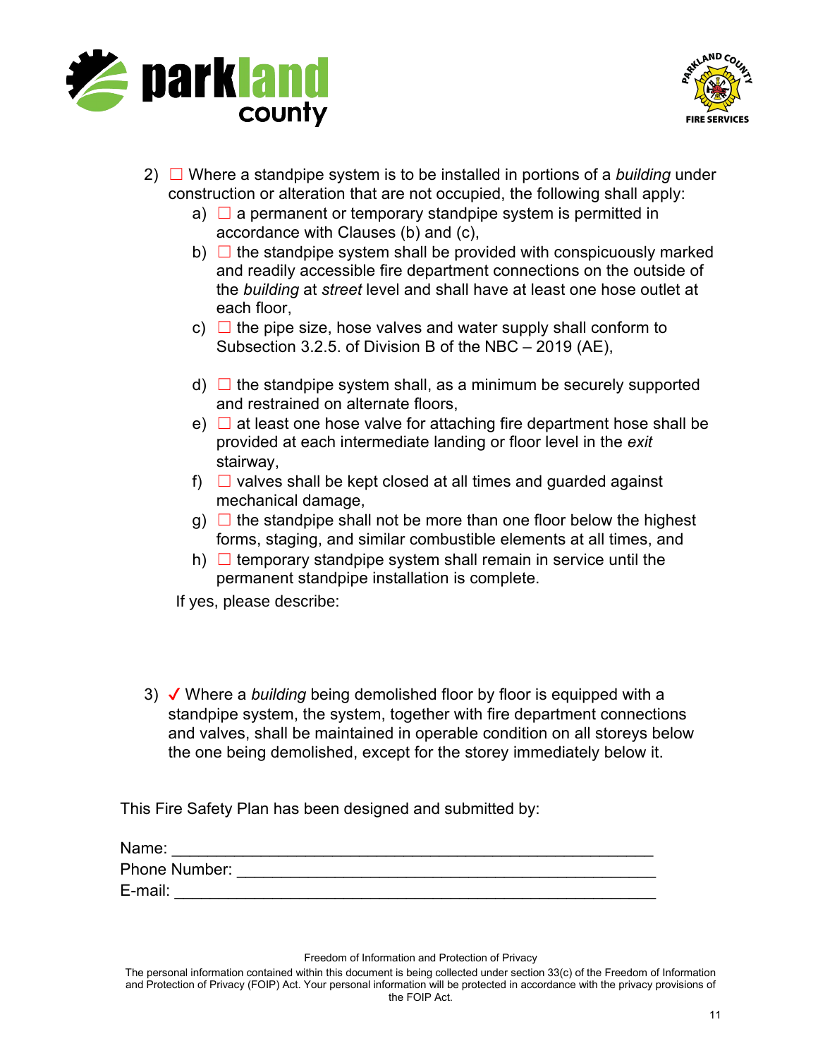2) ☐ Where a standpipe system is to be installed in portions of a *building* under construction or alteration that are not occupied, the following shall apply:
   a) ☐ a permanent or temporary standpipe system is permitted in accordance with Clauses (b) and (c),
   b) ☐ the standpipe system shall be provided with conspicuously marked and readily accessible fire department connections on the outside of the *building* at *street* level and shall have at least one hose outlet at each floor,
   c) ☐ the pipe size, hose valves and water supply shall conform to Subsection 3.2.5. of Division B of the NBC – 2019 (AE),
   d) ☐ the standpipe system shall, as a minimum be securely supported and restrained on alternate floors,
   e) ☐ at least one hose valve for attaching fire department hose shall be provided at each intermediate landing or floor level in the *exit* stairway,
   f) ☐ valves shall be kept closed at all times and guarded against mechanical damage,
   g) ☐ the standpipe shall not be more than one floor below the highest forms, staging, and similar combustible elements at all times, and
   h) ☐ temporary standpipe system shall remain in service until the permanent standpipe installation is complete.

   If yes, please describe:

3) ✓ Where a *building* being demolished floor by floor is equipped with a standpipe system, the system, together with fire department connections and valves, shall be maintained in operable condition on all storeys below the one being demolished, except for the storey immediately below it.

This Fire Safety Plan has been designed and submitted by:

Name: ____________________________________________________

Phone Number: ____________________________________________

E-mail: ___________________________________________________

Freedom of Information and Protection of Privacy

The personal information contained within this document is being collected under section 33(c) of the Freedom of Information and Protection of Privacy (FOIP) Act. Your personal information will be protected in accordance with the privacy provisions of the FOIP Act.